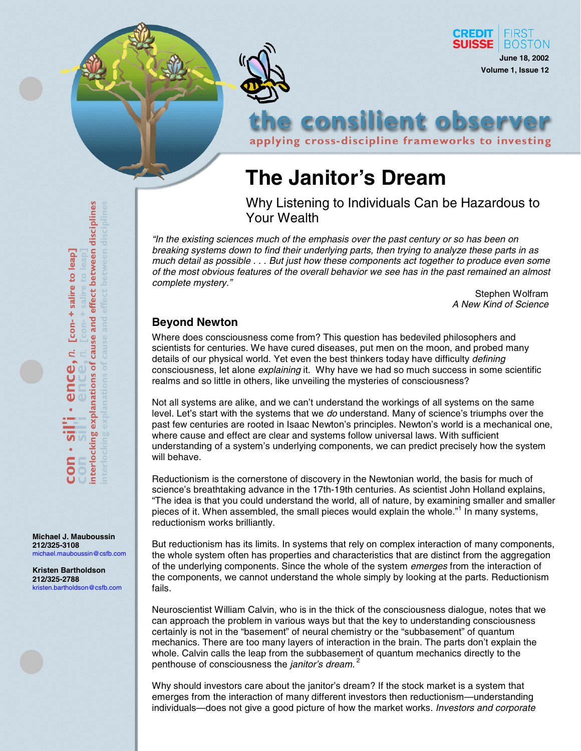CREDIT SUISSE | FIRST BOSTON

June 18, 2002
Volume 1, Issue 12

# the consilient observer

applying cross-discipline frameworks to investing

con · sil'i · ence, *n.* [con- + salire to leap] interlocking explanations of cause and effect between disciplines

**Michael J. Mauboussin**
**212/325-3108**
michael.mauboussin@csfb.com

**Kristen Bartholdson**
**212/325-2788**
kristen.bartholdson@csfb.com

# The Janitor's Dream

## Why Listening to Individuals Can be Hazardous to Your Wealth

*"In the existing sciences much of the emphasis over the past century or so has been on breaking systems down to find their underlying parts, then trying to analyze these parts in as much detail as possible . . . But just how these components act together to produce even some of the most obvious features of the overall behavior we see has in the past remained an almost complete mystery."*

Stephen Wolfram
*A New Kind of Science*

### Beyond Newton

Where does consciousness come from? This question has bedeviled philosophers and scientists for centuries. We have cured diseases, put men on the moon, and probed many details of our physical world. Yet even the best thinkers today have difficulty *defining* consciousness, let alone *explaining* it. Why have we had so much success in some scientific realms and so little in others, like unveiling the mysteries of consciousness?

Not all systems are alike, and we can't understand the workings of all systems on the same level. Let's start with the systems that we *do* understand. Many of science's triumphs over the past few centuries are rooted in Isaac Newton's principles. Newton's world is a mechanical one, where cause and effect are clear and systems follow universal laws. With sufficient understanding of a system's underlying components, we can predict precisely how the system will behave.

Reductionism is the cornerstone of discovery in the Newtonian world, the basis for much of science's breathtaking advance in the 17th-19th centuries. As scientist John Holland explains, "The idea is that you could understand the world, all of nature, by examining smaller and smaller pieces of it. When assembled, the small pieces would explain the whole."[1] In many systems, reductionism works brilliantly.

But reductionism has its limits. In systems that rely on complex interaction of many components, the whole system often has properties and characteristics that are distinct from the aggregation of the underlying components. Since the whole of the system *emerges* from the interaction of the components, we cannot understand the whole simply by looking at the parts. Reductionism fails.

Neuroscientist William Calvin, who is in the thick of the consciousness dialogue, notes that we can approach the problem in various ways but that the key to understanding consciousness certainly is not in the "basement" of neural chemistry or the "subbasement" of quantum mechanics. There are too many layers of interaction in the brain. The parts don't explain the whole. Calvin calls the leap from the subbasement of quantum mechanics directly to the penthouse of consciousness the *janitor's dream*.[2]

Why should investors care about the janitor's dream? If the stock market is a system that emerges from the interaction of many different investors then reductionism—understanding individuals—does not give a good picture of how the market works. *Investors and corporate*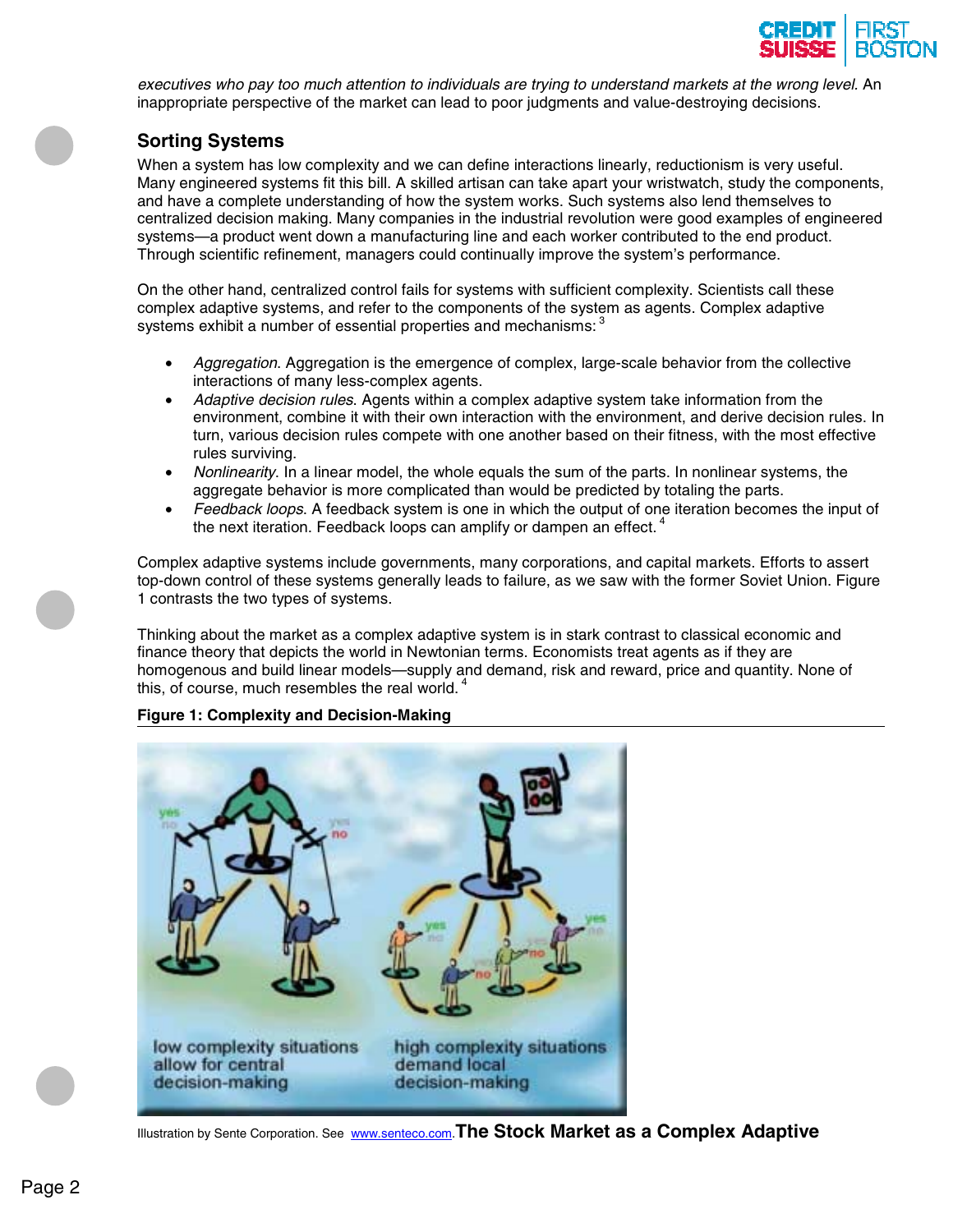*executives who pay too much attention to individuals are trying to understand markets at the wrong level*. An inappropriate perspective of the market can lead to poor judgments and value-destroying decisions.

## Sorting Systems

When a system has low complexity and we can define interactions linearly, reductionism is very useful. Many engineered systems fit this bill. A skilled artisan can take apart your wristwatch, study the components, and have a complete understanding of how the system works. Such systems also lend themselves to centralized decision making. Many companies in the industrial revolution were good examples of engineered systems—a product went down a manufacturing line and each worker contributed to the end product. Through scientific refinement, managers could continually improve the system's performance.

On the other hand, centralized control fails for systems with sufficient complexity. Scientists call these complex adaptive systems, and refer to the components of the system as agents. Complex adaptive systems exhibit a number of essential properties and mechanisms: [3]

- *Aggregation*. Aggregation is the emergence of complex, large-scale behavior from the collective interactions of many less-complex agents.
- *Adaptive decision rules*. Agents within a complex adaptive system take information from the environment, combine it with their own interaction with the environment, and derive decision rules. In turn, various decision rules compete with one another based on their fitness, with the most effective rules surviving.
- *Nonlinearity*. In a linear model, the whole equals the sum of the parts. In nonlinear systems, the aggregate behavior is more complicated than would be predicted by totaling the parts.
- *Feedback loops*. A feedback system is one in which the output of one iteration becomes the input of the next iteration. Feedback loops can amplify or dampen an effect. [4]

Complex adaptive systems include governments, many corporations, and capital markets. Efforts to assert top-down control of these systems generally leads to failure, as we saw with the former Soviet Union. Figure 1 contrasts the two types of systems.

Thinking about the market as a complex adaptive system is in stark contrast to classical economic and finance theory that depicts the world in Newtonian terms. Economists treat agents as if they are homogenous and build linear models—supply and demand, risk and reward, price and quantity. None of this, of course, much resembles the real world. [4]

**Figure 1: Complexity and Decision-Making**

yes
no
yes
no
low complexity situations allow for central decision-making
high complexity situations demand local decision-making

Illustration by Sente Corporation. See www.senteco.com.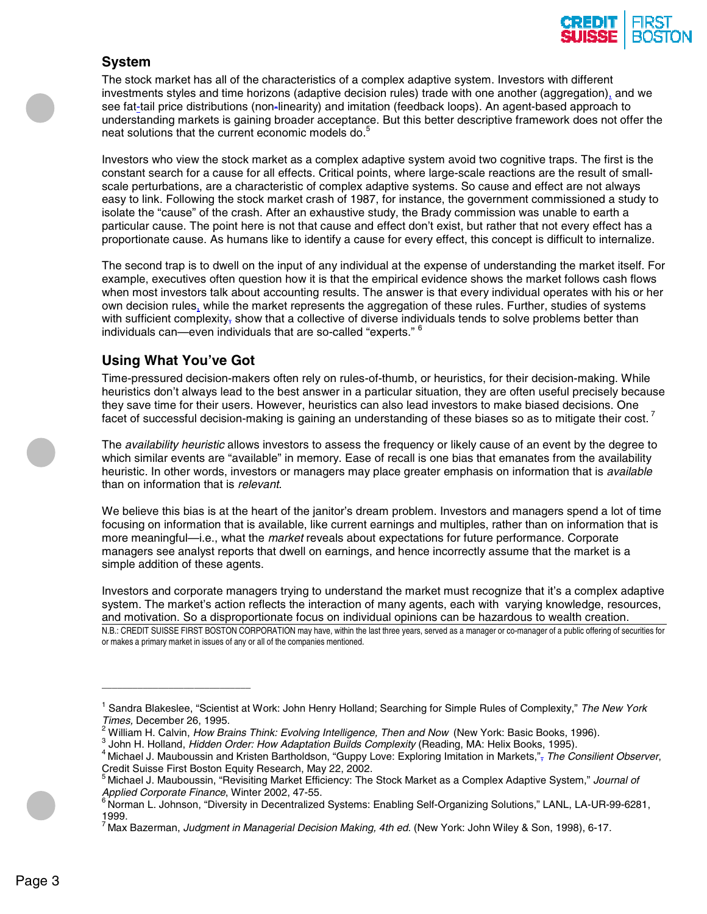## System

The stock market has all of the characteristics of a complex adaptive system. Investors with different investments styles and time horizons (adaptive decision rules) trade with one another (aggregation), and we see fat-tail price distributions (non-linearity) and imitation (feedback loops). An agent-based approach to understanding markets is gaining broader acceptance. But this better descriptive framework does not offer the neat solutions that the current economic models do.[5]

Investors who view the stock market as a complex adaptive system avoid two cognitive traps. The first is the constant search for a cause for all effects. Critical points, where large-scale reactions are the result of small-scale perturbations, are a characteristic of complex adaptive systems. So cause and effect are not always easy to link. Following the stock market crash of 1987, for instance, the government commissioned a study to isolate the "cause" of the crash. After an exhaustive study, the Brady commission was unable to earth a particular cause. The point here is not that cause and effect don't exist, but rather that not every effect has a proportionate cause. As humans like to identify a cause for every effect, this concept is difficult to internalize.

The second trap is to dwell on the input of any individual at the expense of understanding the market itself. For example, executives often question how it is that the empirical evidence shows the market follows cash flows when most investors talk about accounting results. The answer is that every individual operates with his or her own decision rules, while the market represents the aggregation of these rules. Further, studies of systems with sufficient complexity, show that a collective of diverse individuals tends to solve problems better than individuals can—even individuals that are so-called "experts." [6]

## Using What You've Got

Time-pressured decision-makers often rely on rules-of-thumb, or heuristics, for their decision-making. While heuristics don't always lead to the best answer in a particular situation, they are often useful precisely because they save time for their users. However, heuristics can also lead investors to make biased decisions. One facet of successful decision-making is gaining an understanding of these biases so as to mitigate their cost. [7]

The *availability heuristic* allows investors to assess the frequency or likely cause of an event by the degree to which similar events are "available" in memory. Ease of recall is one bias that emanates from the availability heuristic. In other words, investors or managers may place greater emphasis on information that is *available* than on information that is *relevant*.

We believe this bias is at the heart of the janitor's dream problem. Investors and managers spend a lot of time focusing on information that is available, like current earnings and multiples, rather than on information that is more meaningful—i.e., what the *market* reveals about expectations for future performance. Corporate managers see analyst reports that dwell on earnings, and hence incorrectly assume that the market is a simple addition of these agents.

Investors and corporate managers trying to understand the market must recognize that it's a complex adaptive system. The market's action reflects the interaction of many agents, each with varying knowledge, resources, and motivation. So a disproportionate focus on individual opinions can be hazardous to wealth creation.

N.B.: CREDIT SUISSE FIRST BOSTON CORPORATION may have, within the last three years, served as a manager or co-manager of a public offering of securities for or makes a primary market in issues of any or all of the companies mentioned.

---

[1] Sandra Blakeslee, "Scientist at Work: John Henry Holland; Searching for Simple Rules of Complexity," *The New York Times,* December 26, 1995.
[2] William H. Calvin, *How Brains Think: Evolving Intelligence, Then and Now* (New York: Basic Books, 1996).
[3] John H. Holland, *Hidden Order: How Adaptation Builds Complexity* (Reading, MA: Helix Books, 1995).
[4] Michael J. Mauboussin and Kristen Bartholdson, "Guppy Love: Exploring Imitation in Markets," *The Consilient Observer*, Credit Suisse First Boston Equity Research, May 22, 2002.
[5] Michael J. Mauboussin, "Revisiting Market Efficiency: The Stock Market as a Complex Adaptive System," *Journal of Applied Corporate Finance*, Winter 2002, 47-55.
[6] Norman L. Johnson, "Diversity in Decentralized Systems: Enabling Self-Organizing Solutions," LANL, LA-UR-99-6281, 1999.
[7] Max Bazerman, *Judgment in Managerial Decision Making, 4th ed.* (New York: John Wiley & Son, 1998), 6-17.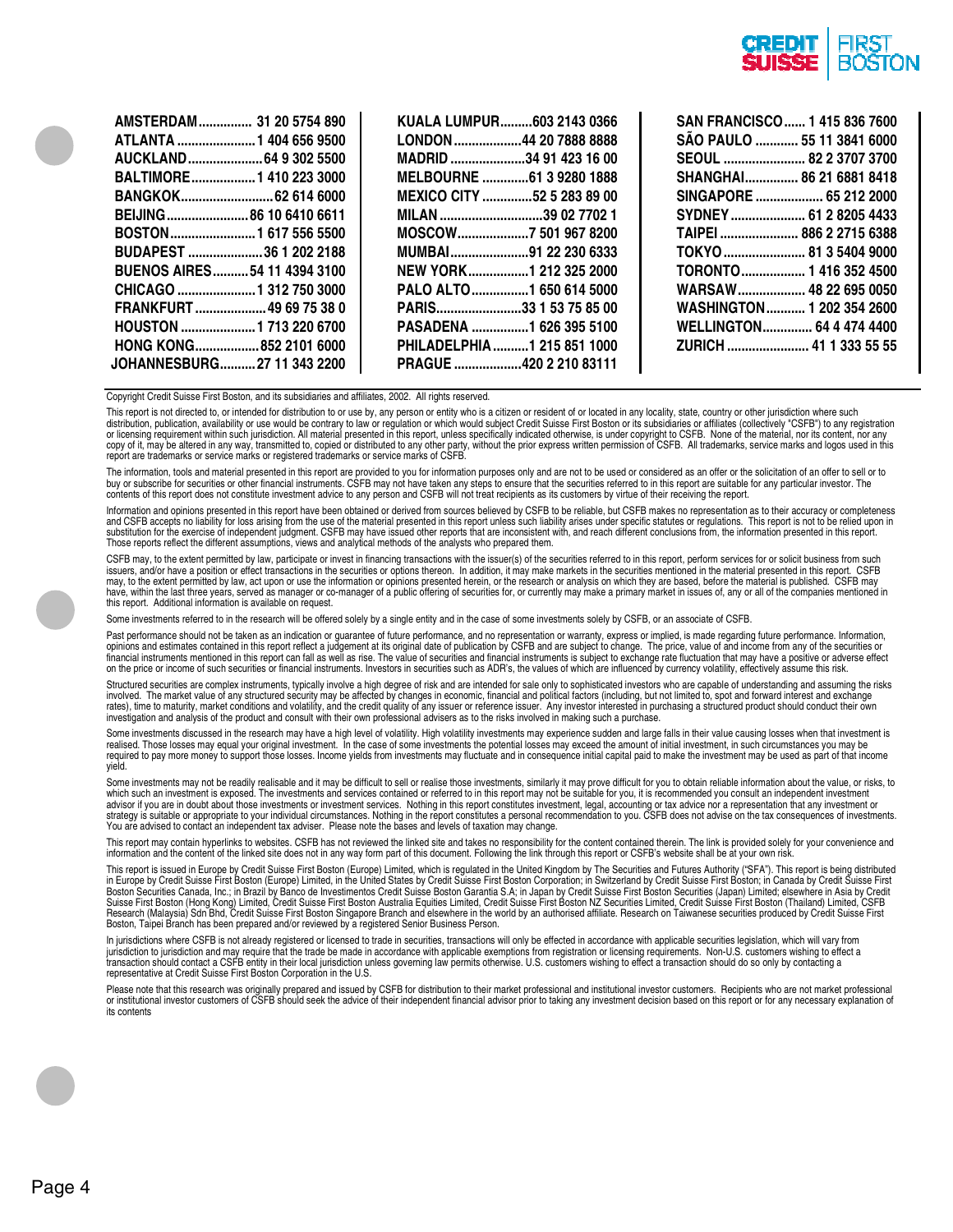CREDIT SUISSE | FIRST BOSTON

| | | |
|---|---|---|
| AMSTERDAM 31 20 5754 890 | KUALA LUMPUR 603 2143 0366 | SAN FRANCISCO 1 415 836 7600 |
| ATLANTA 1 404 656 9500 | LONDON 44 20 7888 8888 | SÃO PAULO 55 11 3841 6000 |
| AUCKLAND 64 9 302 5500 | MADRID 34 91 423 16 00 | SEOUL 82 2 3707 3700 |
| BALTIMORE 1 410 223 3000 | MELBOURNE 61 3 9280 1888 | SHANGHAI 86 21 6881 8418 |
| BANGKOK 62 614 6000 | MEXICO CITY 52 5 283 89 00 | SINGAPORE 65 212 2000 |
| BEIJING 86 10 6410 6611 | MILAN 39 02 7702 1 | SYDNEY 61 2 8205 4433 |
| BOSTON 1 617 556 5500 | MOSCOW 7 501 967 8200 | TAIPEI 886 2 2715 6388 |
| BUDAPEST 36 1 202 2188 | MUMBAI 91 22 230 6333 | TOKYO 81 3 5404 9000 |
| BUENOS AIRES 54 11 4394 3100 | NEW YORK 1 212 325 2000 | TORONTO 1 416 352 4500 |
| CHICAGO 1 312 750 3000 | PALO ALTO 1 650 614 5000 | WARSAW 48 22 695 0050 |
| FRANKFURT 49 69 75 38 0 | PARIS 33 1 53 75 85 00 | WASHINGTON 1 202 354 2600 |
| HOUSTON 1 713 220 6700 | PASADENA 1 626 395 5100 | WELLINGTON 64 4 474 4400 |
| HONG KONG 852 2101 6000 | PHILADELPHIA 1 215 851 1000 | ZURICH 41 1 333 55 55 |
| JOHANNESBURG 27 11 343 2200 | PRAGUE 420 2 210 83111 | |

Copyright Credit Suisse First Boston, and its subsidiaries and affiliates, 2002. All rights reserved.

This report is not directed to, or intended for distribution to or use by, any person or entity who is a citizen or resident of or located in any locality, state, country or other jurisdiction where such distribution, publication, availability or use would be contrary to law or regulation or which would subject Credit Suisse First Boston or its subsidiaries or affiliates (collectively "CSFB") to any registration or licensing requirement within such jurisdiction. All material presented in this report, unless specifically indicated otherwise, is under copyright to CSFB. None of the material, nor its content, nor any copy of it, may be altered in any way, transmitted to, copied or distributed to any other party, without the prior express written permission of CSFB. All trademarks, service marks and logos used in this report are trademarks or service marks or registered trademarks or service marks of CSFB.

The information, tools and material presented in this report are provided to you for information purposes only and are not to be used or considered as an offer or the solicitation of an offer to sell or to buy or subscribe for securities or other financial instruments. CSFB may not have taken any steps to ensure that the securities referred to in this report are suitable for any particular investor. The contents of this report does not constitute investment advice to any person and CSFB will not treat recipients as its customers by virtue of their receiving the report.

Information and opinions presented in this report have been obtained or derived from sources believed by CSFB to be reliable, but CSFB makes no representation as to their accuracy or completeness and CSFB accepts no liability for loss arising from the use of the material presented in this report unless such liability arises under specific statutes or regulations. This report is not to be relied upon in substitution for the exercise of independent judgment. CSFB may have issued other reports that are inconsistent with, and reach different conclusions from, the information presented in this report. Those reports reflect the different assumptions, views and analytical methods of the analysts who prepared them.

CSFB may, to the extent permitted by law, participate or invest in financing transactions with the issuer(s) of the securities referred to in this report, perform services for or solicit business from such issuers, and/or have a position or effect transactions in the securities or options thereon. In addition, it may make markets in the securities mentioned in the material presented in this report. CSFB may, to the extent permitted by law, act upon or use the information or opinions presented herein, or the research or analysis on which they are based, before the material is published. CSFB may have, within the last three years, served as manager or co-manager of a public offering of securities for, or currently may make a primary market in issues of, any or all of the companies mentioned in this report. Additional information is available on request.

Some investments referred to in the research will be offered solely by a single entity and in the case of some investments solely by CSFB, or an associate of CSFB.

Past performance should not be taken as an indication or guarantee of future performance, and no representation or warranty, express or implied, is made regarding future performance. Information, opinions and estimates contained in this report reflect a judgement at its original date of publication by CSFB and are subject to change. The price, value of and income from any of the securities or financial instruments mentioned in this report can fall as well as rise. The value of securities and financial instruments is subject to exchange rate fluctuation that may have a positive or adverse effect on the price or income of such securities or financial instruments. Investors in securities such as ADR's, the values of which are influenced by currency volatility, effectively assume this risk.

Structured securities are complex instruments, typically involve a high degree of risk and are intended for sale only to sophisticated investors who are capable of understanding and assuming the risks involved. The market value of any structured security may be affected by changes in economic, financial and political factors (including, but not limited to, spot and forward interest and exchange rates), time to maturity, market conditions and volatility, and the credit quality of any issuer or reference issuer. Any investor interested in purchasing a structured product should conduct their own investigation and analysis of the product and consult with their own professional advisers as to the risks involved in making such a purchase.

Some investments discussed in the research may have a high level of volatility. High volatility investments may experience sudden and large falls in their value causing losses when that investment is realised. Those losses may equal your original investment. In the case of some investments the potential losses may exceed the amount of initial investment, in such circumstances you may be required to pay more money to support those losses. Income yields from investments may fluctuate and in consequence initial capital paid to make the investment may be used as part of that income yield.

Some investments may not be readily realisable and it may be difficult to sell or realise those investments, similarly it may prove difficult for you to obtain reliable information about the value, or risks, to which such an investment is exposed. The investments and services contained or referred to in this report may not be suitable for you, it is recommended you consult an independent investment advisor if you are in doubt about those investments or investment services. Nothing in this report constitutes investment, legal, accounting or tax advice nor a representation that any investment or strategy is suitable or appropriate to your individual circumstances. Nothing in the report constitutes a personal recommendation to you. CSFB does not advise on the tax consequences of investments. You are advised to contact an independent tax adviser. Please note the bases and levels of taxation may change.

This report may contain hyperlinks to websites. CSFB has not reviewed the linked site and takes no responsibility for the content contained therein. The link is provided solely for your convenience and information and the content of the linked site does not in any way form part of this document. Following the link through this report or CSFB's website shall be at your own risk.

This report is issued in Europe by Credit Suisse First Boston (Europe) Limited, which is regulated in the United Kingdom by The Securities and Futures Authority ("SFA"). This report is being distributed in Europe by Credit Suisse First Boston (Europe) Limited, in the United States by Credit Suisse First Boston Corporation; in Switzerland by Credit Suisse First Boston; in Canada by Credit Suisse First Boston Securities Canada, Inc.; in Brazil by Banco de Investimentos Credit Suisse Boston Garantia S.A; in Japan by Credit Suisse First Boston Securities (Japan) Limited; elsewhere in Asia by Credit Suisse First Boston (Hong Kong) Limited, Credit Suisse First Boston Australia Equities Limited, Credit Suisse First Boston NZ Securities Limited, Credit Suisse First Boston (Thailand) Limited, CSFB Research (Malaysia) Sdn Bhd, Credit Suisse First Boston Singapore Branch and elsewhere in the world by an authorised affiliate. Research on Taiwanese securities produced by Credit Suisse First Boston, Taipei Branch has been prepared and/or reviewed by a registered Senior Business Person.

In jurisdictions where CSFB is not already registered or licensed to trade in securities, transactions will only be effected in accordance with applicable securities legislation, which will vary from jurisdiction to jurisdiction and may require that the trade be made in accordance with applicable exemptions from registration or licensing requirements. Non-U.S. customers wishing to effect a transaction should contact a CSFB entity in their local jurisdiction unless governing law permits otherwise. U.S. customers wishing to effect a transaction should do so only by contacting a representative at Credit Suisse First Boston Corporation in the U.S.

Please note that this research was originally prepared and issued by CSFB for distribution to their market professional and institutional investor customers. Recipients who are not market professional or institutional investor customers of CSFB should seek the advice of their independent financial advisor prior to taking any investment decision based on this report or for any necessary explanation of its contents